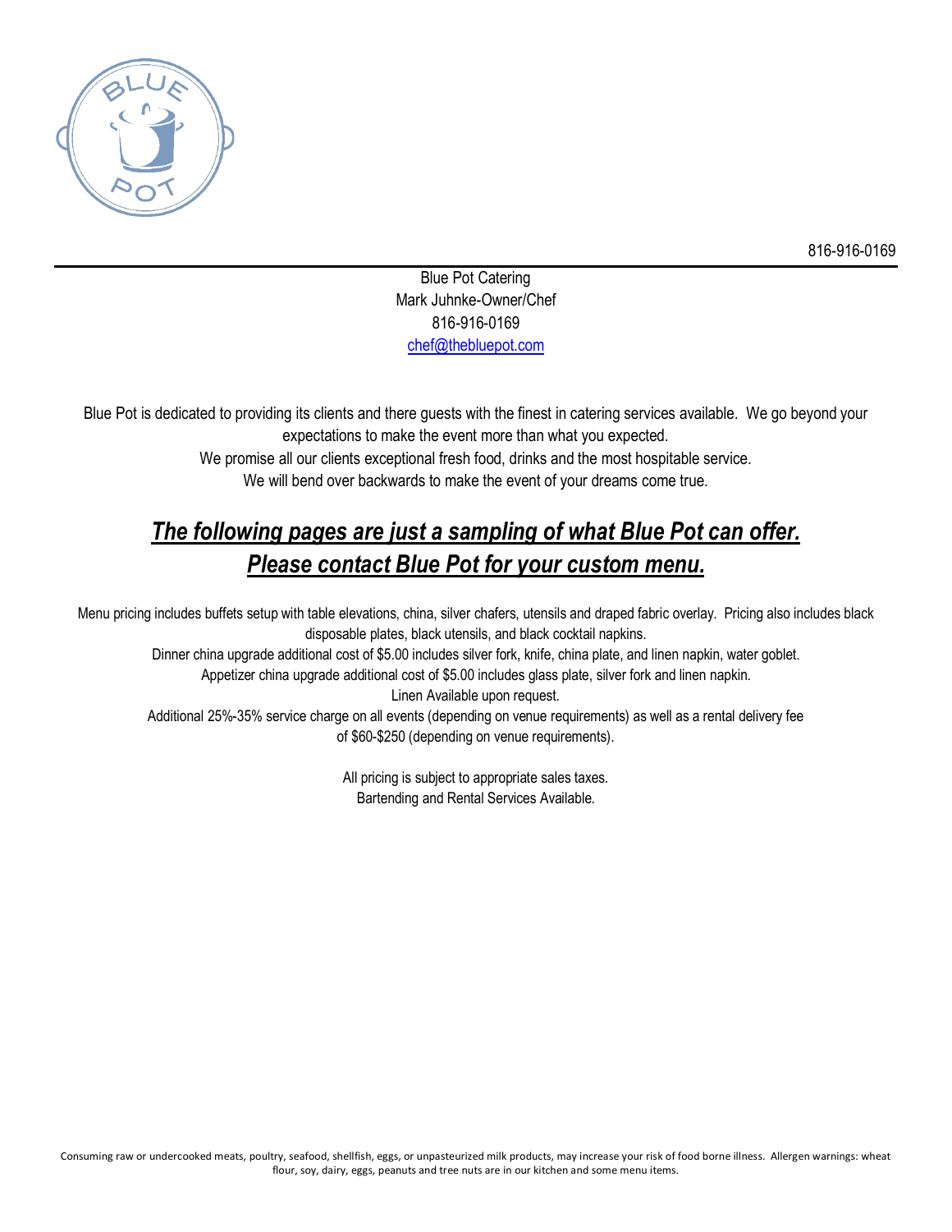816-916-0169

Blue Pot Catering
Mark Juhnke-Owner/Chef
816-916-0169
chef@thebluepot.com

Blue Pot is dedicated to providing its clients and there guests with the finest in catering services available. We go beyond your expectations to make the event more than what you expected.
We promise all our clients exceptional fresh food, drinks and the most hospitable service.
We will bend over backwards to make the event of your dreams come true.

## ***The following pages are just a sampling of what Blue Pot can offer.***
## ***Please contact Blue Pot for your custom menu.***

Menu pricing includes buffets setup with table elevations, china, silver chafers, utensils and draped fabric overlay. Pricing also includes black disposable plates, black utensils, and black cocktail napkins.
Dinner china upgrade additional cost of $5.00 includes silver fork, knife, china plate, and linen napkin, water goblet.
Appetizer china upgrade additional cost of $5.00 includes glass plate, silver fork and linen napkin.
Linen Available upon request.
Additional 25%-35% service charge on all events (depending on venue requirements) as well as a rental delivery fee of $60-$250 (depending on venue requirements).

All pricing is subject to appropriate sales taxes.
Bartending and Rental Services Available.

Consuming raw or undercooked meats, poultry, seafood, shellfish, eggs, or unpasteurized milk products, may increase your risk of food borne illness. Allergen warnings: wheat flour, soy, dairy, eggs, peanuts and tree nuts are in our kitchen and some menu items.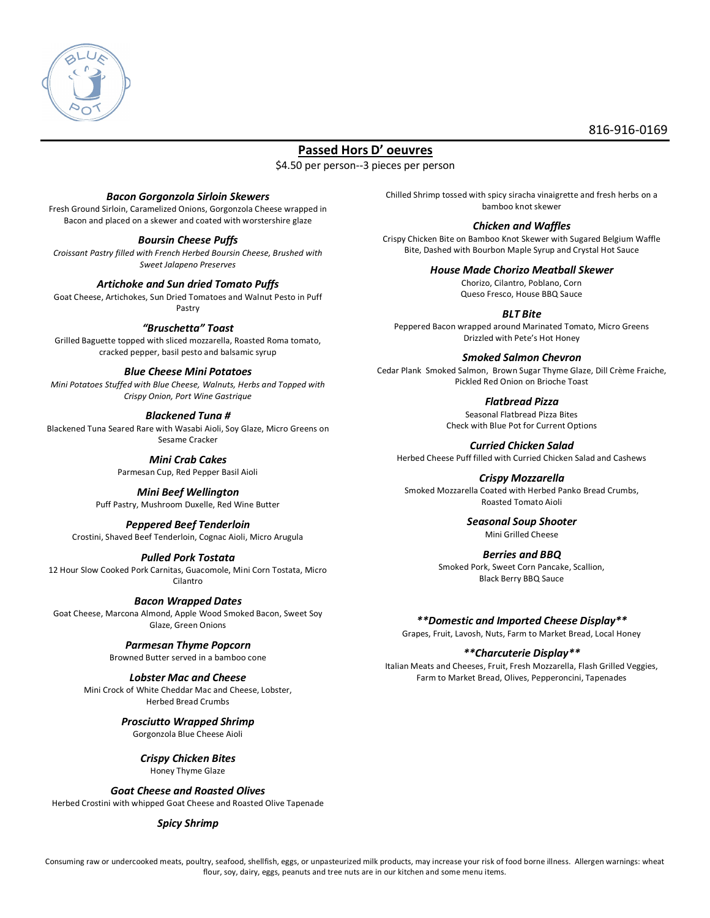816-916-0169

## Passed Hors D' oeuvres

$4.50 per person--3 pieces per person

***Bacon Gorgonzola Sirloin Skewers***
Fresh Ground Sirloin, Caramelized Onions, Gorgonzola Cheese wrapped in Bacon and placed on a skewer and coated with worstershire glaze

***Boursin Cheese Puffs***
*Croissant Pastry filled with French Herbed Boursin Cheese, Brushed with Sweet Jalapeno Preserves*

***Artichoke and Sun dried Tomato Puffs***
Goat Cheese, Artichokes, Sun Dried Tomatoes and Walnut Pesto in Puff Pastry

***"Bruschetta" Toast***
Grilled Baguette topped with sliced mozzarella, Roasted Roma tomato, cracked pepper, basil pesto and balsamic syrup

***Blue Cheese Mini Potatoes***
*Mini Potatoes Stuffed with Blue Cheese, Walnuts, Herbs and Topped with Crispy Onion, Port Wine Gastrique*

***Blackened Tuna #***
Blackened Tuna Seared Rare with Wasabi Aioli, Soy Glaze, Micro Greens on Sesame Cracker

***Mini Crab Cakes***
Parmesan Cup, Red Pepper Basil Aioli

***Mini Beef Wellington***
Puff Pastry, Mushroom Duxelle, Red Wine Butter

***Peppered Beef Tenderloin***
Crostini, Shaved Beef Tenderloin, Cognac Aioli, Micro Arugula

***Pulled Pork Tostata***
12 Hour Slow Cooked Pork Carnitas, Guacomole, Mini Corn Tostata, Micro Cilantro

***Bacon Wrapped Dates***
Goat Cheese, Marcona Almond, Apple Wood Smoked Bacon, Sweet Soy Glaze, Green Onions

***Parmesan Thyme Popcorn***
Browned Butter served in a bamboo cone

***Lobster Mac and Cheese***
Mini Crock of White Cheddar Mac and Cheese, Lobster, Herbed Bread Crumbs

***Prosciutto Wrapped Shrimp***
Gorgonzola Blue Cheese Aioli

***Crispy Chicken Bites***
Honey Thyme Glaze

***Goat Cheese and Roasted Olives***
Herbed Crostini with whipped Goat Cheese and Roasted Olive Tapenade

***Spicy Shrimp***
Chilled Shrimp tossed with spicy siracha vinaigrette and fresh herbs on a bamboo knot skewer

***Chicken and Waffles***
Crispy Chicken Bite on Bamboo Knot Skewer with Sugared Belgium Waffle Bite, Dashed with Bourbon Maple Syrup and Crystal Hot Sauce

***House Made Chorizo Meatball Skewer***
Chorizo, Cilantro, Poblano, Corn
Queso Fresco, House BBQ Sauce

***BLT Bite***
Peppered Bacon wrapped around Marinated Tomato, Micro Greens Drizzled with Pete's Hot Honey

***Smoked Salmon Chevron***
Cedar Plank Smoked Salmon, Brown Sugar Thyme Glaze, Dill Crème Fraiche, Pickled Red Onion on Brioche Toast

***Flatbread Pizza***
Seasonal Flatbread Pizza Bites
Check with Blue Pot for Current Options

***Curried Chicken Salad***
Herbed Cheese Puff filled with Curried Chicken Salad and Cashews

***Crispy Mozzarella***
Smoked Mozzarella Coated with Herbed Panko Bread Crumbs, Roasted Tomato Aioli

***Seasonal Soup Shooter***
Mini Grilled Cheese

***Berries and BBQ***
Smoked Pork, Sweet Corn Pancake, Scallion, Black Berry BBQ Sauce

***\*\*Domestic and Imported Cheese Display\*\****
Grapes, Fruit, Lavosh, Nuts, Farm to Market Bread, Local Honey

***\*\*Charcuterie Display\*\****
Italian Meats and Cheeses, Fruit, Fresh Mozzarella, Flash Grilled Veggies, Farm to Market Bread, Olives, Pepperoncini, Tapenades

Consuming raw or undercooked meats, poultry, seafood, shellfish, eggs, or unpasteurized milk products, may increase your risk of food borne illness. Allergen warnings: wheat flour, soy, dairy, eggs, peanuts and tree nuts are in our kitchen and some menu items.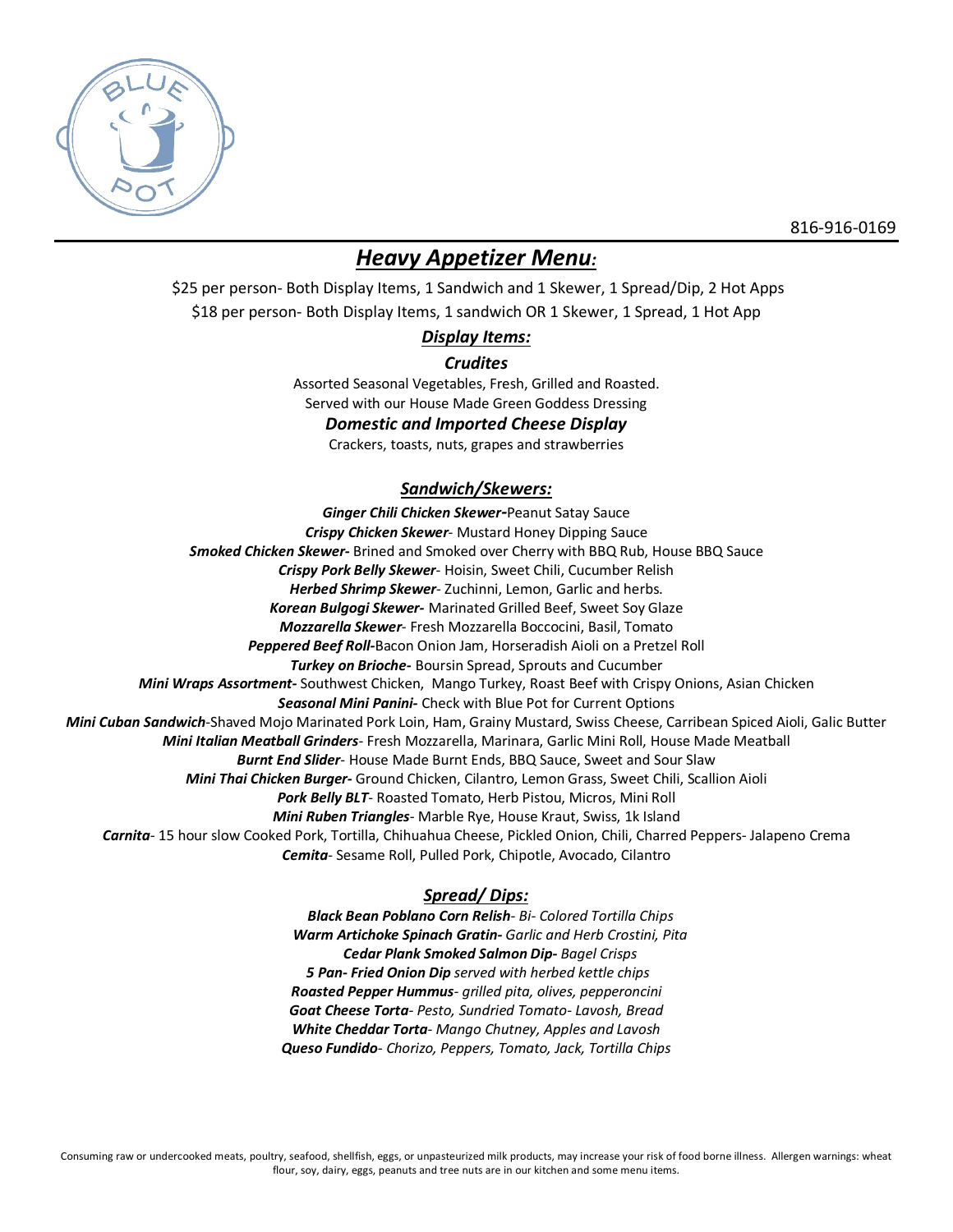816-916-0169

# ***Heavy Appetizer Menu:***

$25 per person- Both Display Items, 1 Sandwich and 1 Skewer, 1 Spread/Dip, 2 Hot Apps

$18 per person- Both Display Items, 1 sandwich OR 1 Skewer, 1 Spread, 1 Hot App

## ***Display Items:***

***Crudites***

Assorted Seasonal Vegetables, Fresh, Grilled and Roasted.
Served with our House Made Green Goddess Dressing

***Domestic and Imported Cheese Display***

Crackers, toasts, nuts, grapes and strawberries

## ***Sandwich/Skewers:***

***Ginger Chili Chicken Skewer-***Peanut Satay Sauce

***Crispy Chicken Skewer***- Mustard Honey Dipping Sauce

***Smoked Chicken Skewer-*** Brined and Smoked over Cherry with BBQ Rub, House BBQ Sauce

***Crispy Pork Belly Skewer***- Hoisin, Sweet Chili, Cucumber Relish

***Herbed Shrimp Skewer***- Zuchinni, Lemon, Garlic and herbs.

***Korean Bulgogi Skewer-*** Marinated Grilled Beef, Sweet Soy Glaze

***Mozzarella Skewer***- Fresh Mozzarella Boccocini, Basil, Tomato

***Peppered Beef Roll-***Bacon Onion Jam, Horseradish Aioli on a Pretzel Roll

***Turkey on Brioche-*** Boursin Spread, Sprouts and Cucumber

***Mini Wraps Assortment-*** Southwest Chicken, Mango Turkey, Roast Beef with Crispy Onions, Asian Chicken

***Seasonal Mini Panini-*** Check with Blue Pot for Current Options

***Mini Cuban Sandwich***-Shaved Mojo Marinated Pork Loin, Ham, Grainy Mustard, Swiss Cheese, Carribean Spiced Aioli, Galic Butter

***Mini Italian Meatball Grinders***- Fresh Mozzarella, Marinara, Garlic Mini Roll, House Made Meatball

***Burnt End Slider***- House Made Burnt Ends, BBQ Sauce, Sweet and Sour Slaw

***Mini Thai Chicken Burger-*** Ground Chicken, Cilantro, Lemon Grass, Sweet Chili, Scallion Aioli

***Pork Belly BLT***- Roasted Tomato, Herb Pistou, Micros, Mini Roll

***Mini Ruben Triangles***- Marble Rye, House Kraut, Swiss, 1k Island

***Carnita***- 15 hour slow Cooked Pork, Tortilla, Chihuahua Cheese, Pickled Onion, Chili, Charred Peppers- Jalapeno Crema

***Cemita***- Sesame Roll, Pulled Pork, Chipotle, Avocado, Cilantro

## ***Spread/ Dips:***

***Black Bean Poblano Corn Relish****- Bi- Colored Tortilla Chips*

***Warm Artichoke Spinach Gratin-*** *Garlic and Herb Crostini, Pita*

***Cedar Plank Smoked Salmon Dip-*** *Bagel Crisps*

***5 Pan- Fried Onion Dip*** *served with herbed kettle chips*

***Roasted Pepper Hummus****- grilled pita, olives, pepperoncini*

***Goat Cheese Torta****- Pesto, Sundried Tomato- Lavosh, Bread*

***White Cheddar Torta****- Mango Chutney, Apples and Lavosh*

***Queso Fundido****- Chorizo, Peppers, Tomato, Jack, Tortilla Chips*

Consuming raw or undercooked meats, poultry, seafood, shellfish, eggs, or unpasteurized milk products, may increase your risk of food borne illness. Allergen warnings: wheat flour, soy, dairy, eggs, peanuts and tree nuts are in our kitchen and some menu items.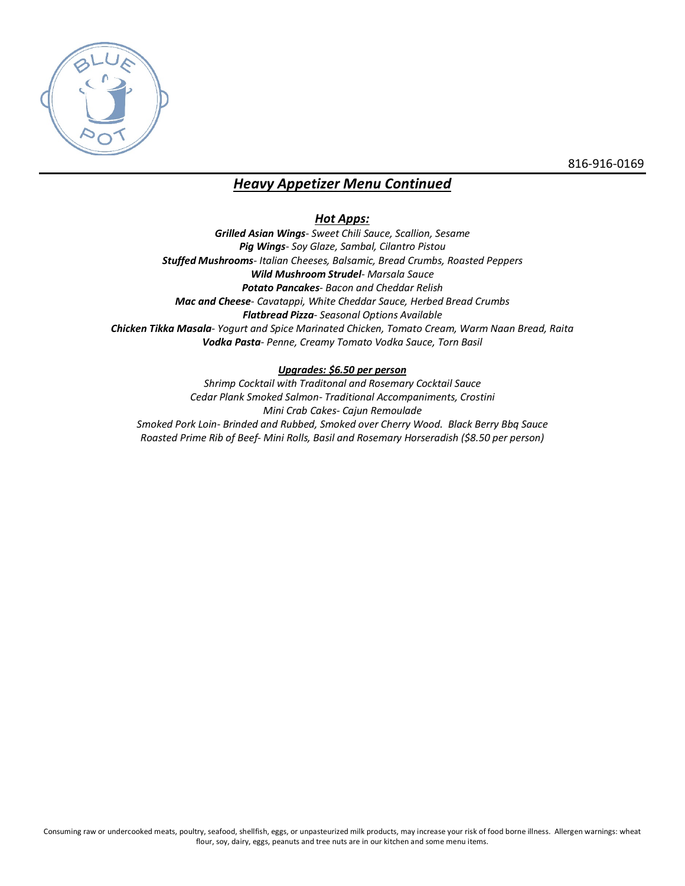816-916-0169

## *Heavy Appetizer Menu Continued*

### *Hot Apps:*

***Grilled Asian Wings****- Sweet Chili Sauce, Scallion, Sesame*
***Pig Wings****- Soy Glaze, Sambal, Cilantro Pistou*
***Stuffed Mushrooms****- Italian Cheeses, Balsamic, Bread Crumbs, Roasted Peppers*
***Wild Mushroom Strudel****- Marsala Sauce*
***Potato Pancakes****- Bacon and Cheddar Relish*
***Mac and Cheese****- Cavatappi, White Cheddar Sauce, Herbed Bread Crumbs*
***Flatbread Pizza****- Seasonal Options Available*
***Chicken Tikka Masala****- Yogurt and Spice Marinated Chicken, Tomato Cream, Warm Naan Bread, Raita*
***Vodka Pasta****- Penne, Creamy Tomato Vodka Sauce, Torn Basil*

***Upgrades: $6.50 per person***

*Shrimp Cocktail with Traditonal and Rosemary Cocktail Sauce*
*Cedar Plank Smoked Salmon- Traditional Accompaniments, Crostini*
*Mini Crab Cakes- Cajun Remoulade*
*Smoked Pork Loin- Brinded and Rubbed, Smoked over Cherry Wood. Black Berry Bbq Sauce*
*Roasted Prime Rib of Beef- Mini Rolls, Basil and Rosemary Horseradish ($8.50 per person)*

Consuming raw or undercooked meats, poultry, seafood, shellfish, eggs, or unpasteurized milk products, may increase your risk of food borne illness. Allergen warnings: wheat flour, soy, dairy, eggs, peanuts and tree nuts are in our kitchen and some menu items.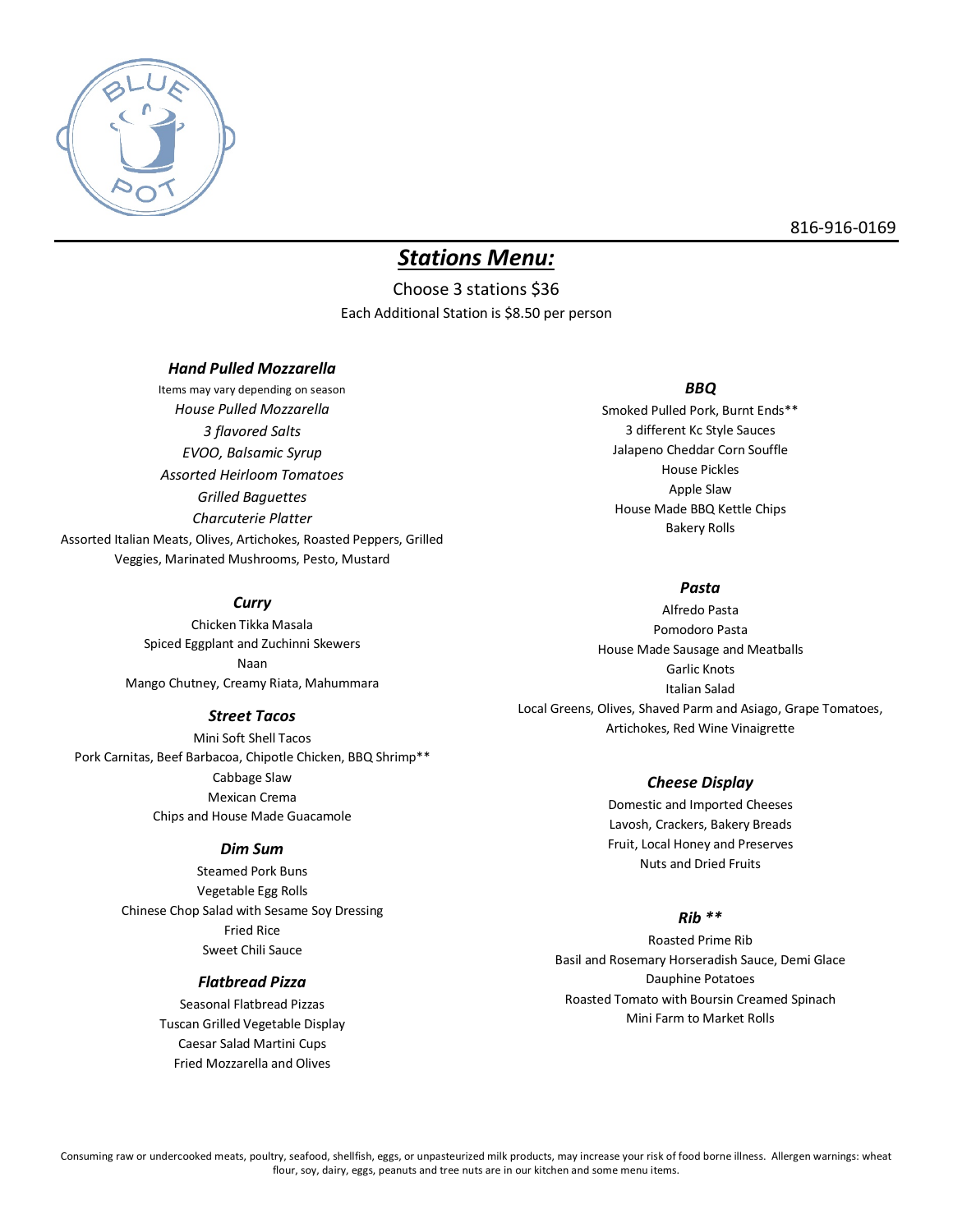816-916-0169

# ***Stations Menu:***

Choose 3 stations $36

Each Additional Station is $8.50 per person

### *Hand Pulled Mozzarella*

Items may vary depending on season

*House Pulled Mozzarella*

*3 flavored Salts*

*EVOO, Balsamic Syrup*

*Assorted Heirloom Tomatoes*

*Grilled Baguettes*

*Charcuterie Platter*

Assorted Italian Meats, Olives, Artichokes, Roasted Peppers, Grilled Veggies, Marinated Mushrooms, Pesto, Mustard

### *Curry*

Chicken Tikka Masala

Spiced Eggplant and Zuchinni Skewers

Naan

Mango Chutney, Creamy Riata, Mahummara

### *Street Tacos*

Mini Soft Shell Tacos

Pork Carnitas, Beef Barbacoa, Chipotle Chicken, BBQ Shrimp**

Cabbage Slaw

Mexican Crema

Chips and House Made Guacamole

### *Dim Sum*

Steamed Pork Buns

Vegetable Egg Rolls

Chinese Chop Salad with Sesame Soy Dressing

Fried Rice

Sweet Chili Sauce

### *Flatbread Pizza*

Seasonal Flatbread Pizzas

Tuscan Grilled Vegetable Display

Caesar Salad Martini Cups

Fried Mozzarella and Olives

### *BBQ*

Smoked Pulled Pork, Burnt Ends**

3 different Kc Style Sauces

Jalapeno Cheddar Corn Souffle

House Pickles

Apple Slaw

House Made BBQ Kettle Chips

Bakery Rolls

### *Pasta*

Alfredo Pasta

Pomodoro Pasta

House Made Sausage and Meatballs

Garlic Knots

Italian Salad

Local Greens, Olives, Shaved Parm and Asiago, Grape Tomatoes, Artichokes, Red Wine Vinaigrette

### *Cheese Display*

Domestic and Imported Cheeses

Lavosh, Crackers, Bakery Breads

Fruit, Local Honey and Preserves

Nuts and Dried Fruits

### *Rib* **

Roasted Prime Rib

Basil and Rosemary Horseradish Sauce, Demi Glace

Dauphine Potatoes

Roasted Tomato with Boursin Creamed Spinach

Mini Farm to Market Rolls

Consuming raw or undercooked meats, poultry, seafood, shellfish, eggs, or unpasteurized milk products, may increase your risk of food borne illness. Allergen warnings: wheat flour, soy, dairy, eggs, peanuts and tree nuts are in our kitchen and some menu items.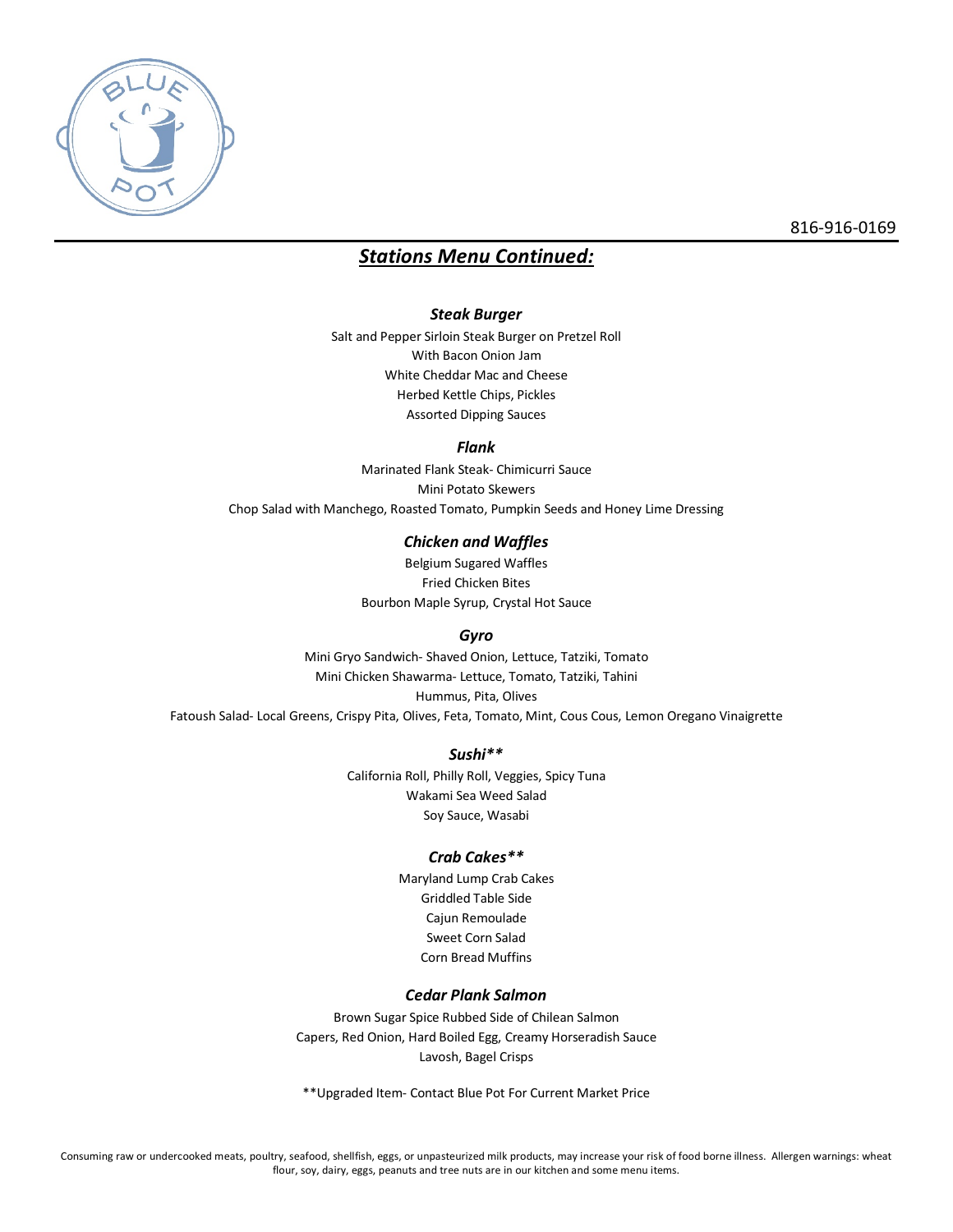816-916-0169

## Stations Menu Continued:

### *Steak Burger*

Salt and Pepper Sirloin Steak Burger on Pretzel Roll
With Bacon Onion Jam
White Cheddar Mac and Cheese
Herbed Kettle Chips, Pickles
Assorted Dipping Sauces

### *Flank*

Marinated Flank Steak- Chimicurri Sauce
Mini Potato Skewers
Chop Salad with Manchego, Roasted Tomato, Pumpkin Seeds and Honey Lime Dressing

### *Chicken and Waffles*

Belgium Sugared Waffles
Fried Chicken Bites
Bourbon Maple Syrup, Crystal Hot Sauce

### *Gyro*

Mini Gryo Sandwich- Shaved Onion, Lettuce, Tatziki, Tomato
Mini Chicken Shawarma- Lettuce, Tomato, Tatziki, Tahini
Hummus, Pita, Olives
Fatoush Salad- Local Greens, Crispy Pita, Olives, Feta, Tomato, Mint, Cous Cous, Lemon Oregano Vinaigrette

### *Sushi***

California Roll, Philly Roll, Veggies, Spicy Tuna
Wakami Sea Weed Salad
Soy Sauce, Wasabi

### *Crab Cakes***

Maryland Lump Crab Cakes
Griddled Table Side
Cajun Remoulade
Sweet Corn Salad
Corn Bread Muffins

### *Cedar Plank Salmon*

Brown Sugar Spice Rubbed Side of Chilean Salmon
Capers, Red Onion, Hard Boiled Egg, Creamy Horseradish Sauce
Lavosh, Bagel Crisps

**Upgraded Item- Contact Blue Pot For Current Market Price

Consuming raw or undercooked meats, poultry, seafood, shellfish, eggs, or unpasteurized milk products, may increase your risk of food borne illness. Allergen warnings: wheat flour, soy, dairy, eggs, peanuts and tree nuts are in our kitchen and some menu items.